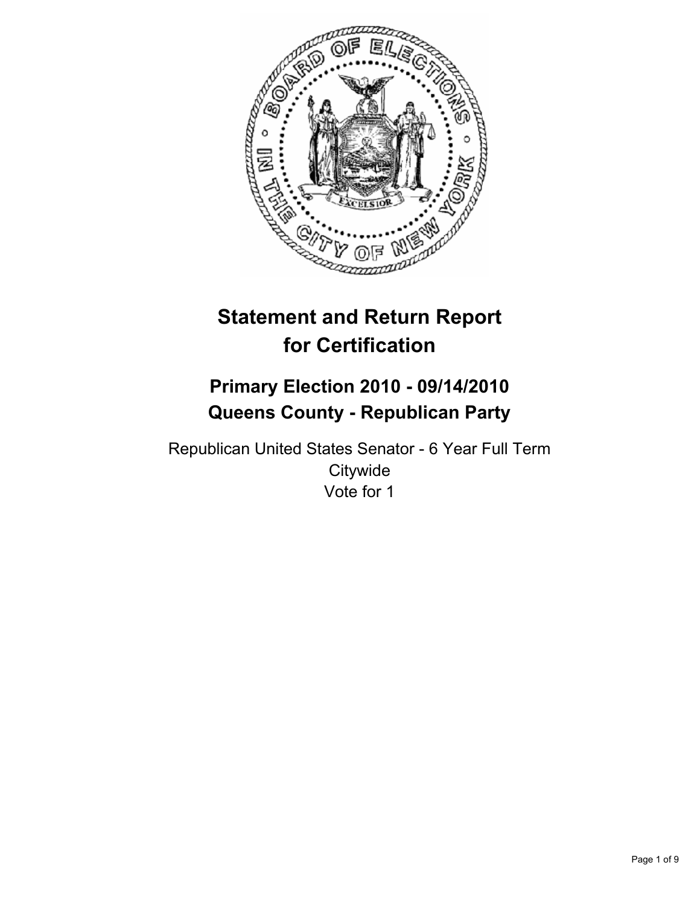# Statement and Return Report for Certification

## Primary Election 2010 - 09/14/2010
## Queens County - Republican Party

Republican United States Senator - 6 Year Full Term
Citywide
Vote for 1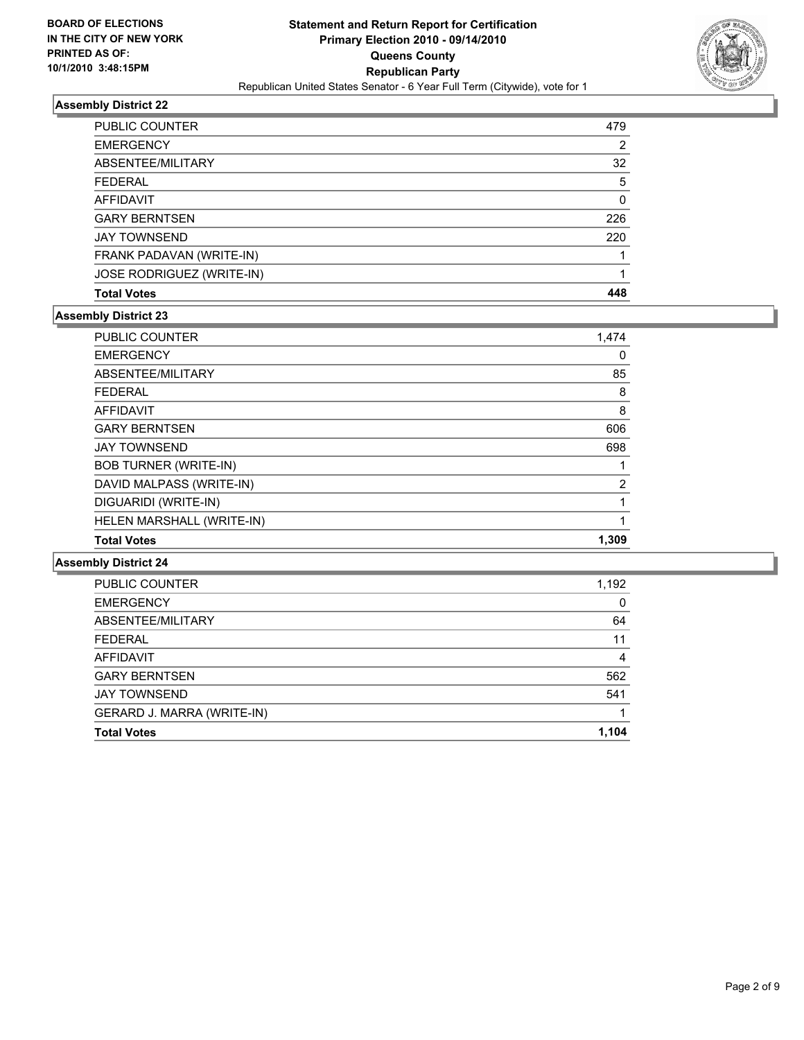**BOARD OF ELECTIONS IN THE CITY OF NEW YORK PRINTED AS OF: 10/1/2010 3:48:15PM**

**Statement and Return Report for Certification Primary Election 2010 - 09/14/2010 Queens County Republican Party**

Republican United States Senator - 6 Year Full Term (Citywide), vote for 1

### Assembly District 22

| | |
|---|---|
| PUBLIC COUNTER | 479 |
| EMERGENCY | 2 |
| ABSENTEE/MILITARY | 32 |
| FEDERAL | 5 |
| AFFIDAVIT | 0 |
| GARY BERNTSEN | 226 |
| JAY TOWNSEND | 220 |
| FRANK PADAVAN (WRITE-IN) | 1 |
| JOSE RODRIGUEZ (WRITE-IN) | 1 |
| **Total Votes** | **448** |

### Assembly District 23

| | |
|---|---|
| PUBLIC COUNTER | 1,474 |
| EMERGENCY | 0 |
| ABSENTEE/MILITARY | 85 |
| FEDERAL | 8 |
| AFFIDAVIT | 8 |
| GARY BERNTSEN | 606 |
| JAY TOWNSEND | 698 |
| BOB TURNER (WRITE-IN) | 1 |
| DAVID MALPASS (WRITE-IN) | 2 |
| DIGUARIDI (WRITE-IN) | 1 |
| HELEN MARSHALL (WRITE-IN) | 1 |
| **Total Votes** | **1,309** |

### Assembly District 24

| | |
|---|---|
| PUBLIC COUNTER | 1,192 |
| EMERGENCY | 0 |
| ABSENTEE/MILITARY | 64 |
| FEDERAL | 11 |
| AFFIDAVIT | 4 |
| GARY BERNTSEN | 562 |
| JAY TOWNSEND | 541 |
| GERARD J. MARRA (WRITE-IN) | 1 |
| **Total Votes** | **1,104** |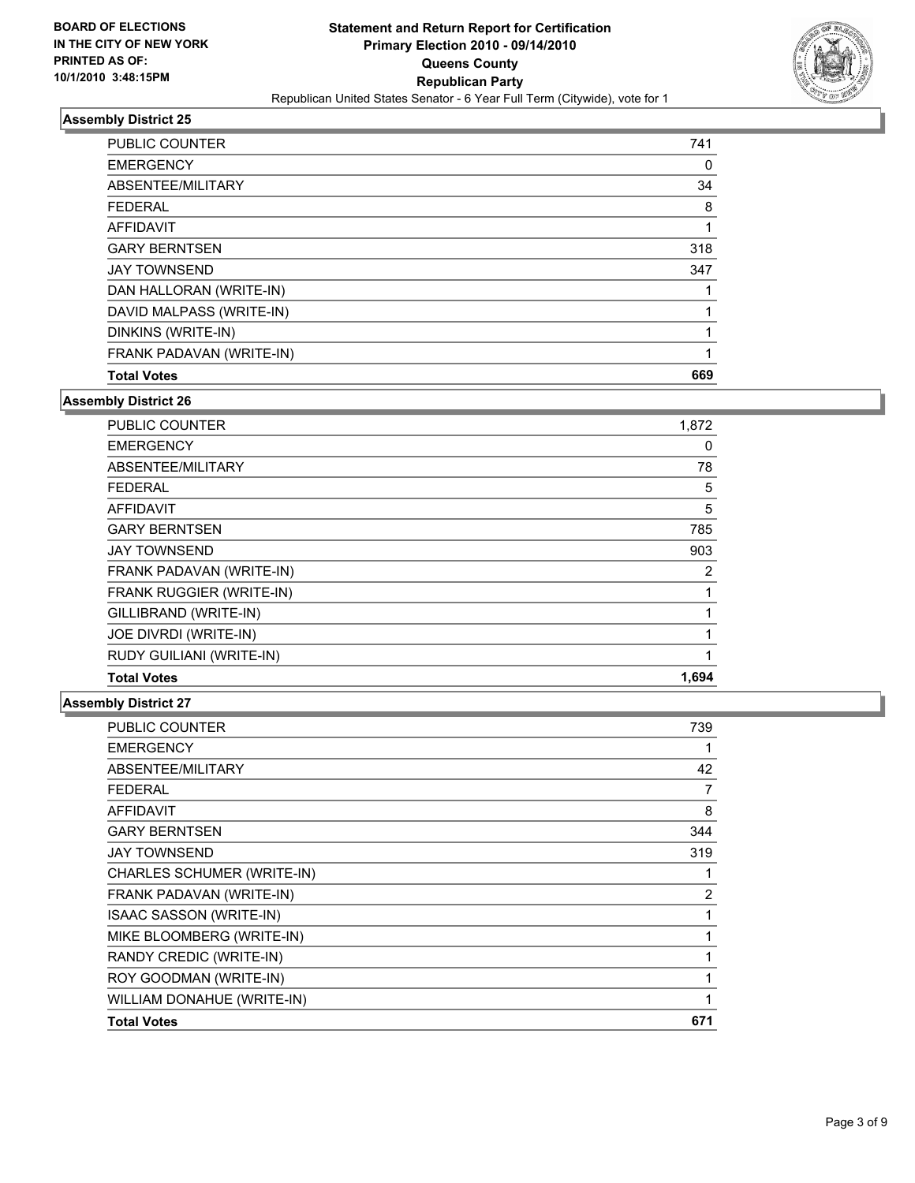**BOARD OF ELECTIONS IN THE CITY OF NEW YORK PRINTED AS OF: 10/1/2010 3:48:15PM**

# Statement and Return Report for Certification
## Primary Election 2010 - 09/14/2010
## Queens County
## Republican Party
### Republican United States Senator - 6 Year Full Term (Citywide), vote for 1

### Assembly District 25

| | |
|---|---|
| PUBLIC COUNTER | 741 |
| EMERGENCY | 0 |
| ABSENTEE/MILITARY | 34 |
| FEDERAL | 8 |
| AFFIDAVIT | 1 |
| GARY BERNTSEN | 318 |
| JAY TOWNSEND | 347 |
| DAN HALLORAN (WRITE-IN) | 1 |
| DAVID MALPASS (WRITE-IN) | 1 |
| DINKINS (WRITE-IN) | 1 |
| FRANK PADAVAN (WRITE-IN) | 1 |
| **Total Votes** | **669** |

### Assembly District 26

| | |
|---|---|
| PUBLIC COUNTER | 1,872 |
| EMERGENCY | 0 |
| ABSENTEE/MILITARY | 78 |
| FEDERAL | 5 |
| AFFIDAVIT | 5 |
| GARY BERNTSEN | 785 |
| JAY TOWNSEND | 903 |
| FRANK PADAVAN (WRITE-IN) | 2 |
| FRANK RUGGIER (WRITE-IN) | 1 |
| GILLIBRAND (WRITE-IN) | 1 |
| JOE DIVRDI (WRITE-IN) | 1 |
| RUDY GUILIANI (WRITE-IN) | 1 |
| **Total Votes** | **1,694** |

### Assembly District 27

| | |
|---|---|
| PUBLIC COUNTER | 739 |
| EMERGENCY | 1 |
| ABSENTEE/MILITARY | 42 |
| FEDERAL | 7 |
| AFFIDAVIT | 8 |
| GARY BERNTSEN | 344 |
| JAY TOWNSEND | 319 |
| CHARLES SCHUMER (WRITE-IN) | 1 |
| FRANK PADAVAN (WRITE-IN) | 2 |
| ISAAC SASSON (WRITE-IN) | 1 |
| MIKE BLOOMBERG (WRITE-IN) | 1 |
| RANDY CREDIC (WRITE-IN) | 1 |
| ROY GOODMAN (WRITE-IN) | 1 |
| WILLIAM DONAHUE (WRITE-IN) | 1 |
| **Total Votes** | **671** |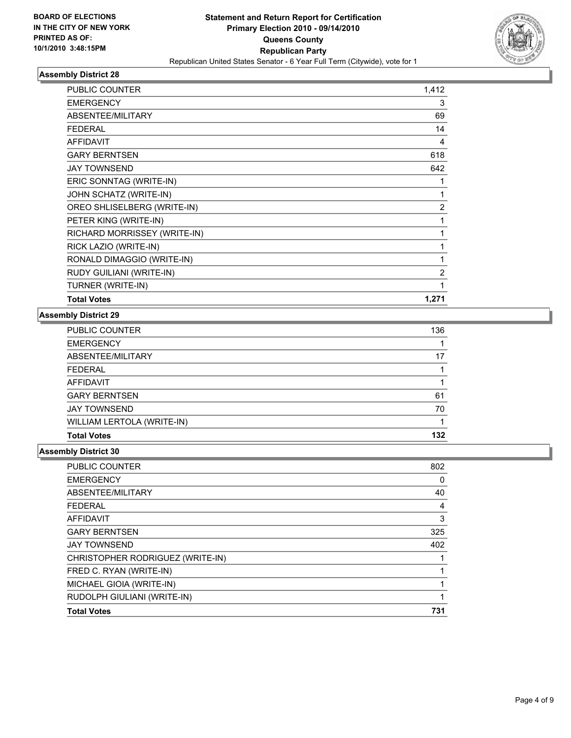**BOARD OF ELECTIONS IN THE CITY OF NEW YORK PRINTED AS OF: 10/1/2010 3:48:15PM**

# Statement and Return Report for Certification
## Primary Election 2010 - 09/14/2010
## Queens County
## Republican Party
### Republican United States Senator - 6 Year Full Term (Citywide), vote for 1

### Assembly District 28

| | |
|---|---|
| PUBLIC COUNTER | 1,412 |
| EMERGENCY | 3 |
| ABSENTEE/MILITARY | 69 |
| FEDERAL | 14 |
| AFFIDAVIT | 4 |
| GARY BERNTSEN | 618 |
| JAY TOWNSEND | 642 |
| ERIC SONNTAG (WRITE-IN) | 1 |
| JOHN SCHATZ (WRITE-IN) | 1 |
| OREO SHLISELBERG (WRITE-IN) | 2 |
| PETER KING (WRITE-IN) | 1 |
| RICHARD MORRISSEY (WRITE-IN) | 1 |
| RICK LAZIO (WRITE-IN) | 1 |
| RONALD DIMAGGIO (WRITE-IN) | 1 |
| RUDY GUILIANI (WRITE-IN) | 2 |
| TURNER (WRITE-IN) | 1 |
| **Total Votes** | **1,271** |

### Assembly District 29

| | |
|---|---|
| PUBLIC COUNTER | 136 |
| EMERGENCY | 1 |
| ABSENTEE/MILITARY | 17 |
| FEDERAL | 1 |
| AFFIDAVIT | 1 |
| GARY BERNTSEN | 61 |
| JAY TOWNSEND | 70 |
| WILLIAM LERTOLA (WRITE-IN) | 1 |
| **Total Votes** | **132** |

### Assembly District 30

| | |
|---|---|
| PUBLIC COUNTER | 802 |
| EMERGENCY | 0 |
| ABSENTEE/MILITARY | 40 |
| FEDERAL | 4 |
| AFFIDAVIT | 3 |
| GARY BERNTSEN | 325 |
| JAY TOWNSEND | 402 |
| CHRISTOPHER RODRIGUEZ (WRITE-IN) | 1 |
| FRED C. RYAN (WRITE-IN) | 1 |
| MICHAEL GIOIA (WRITE-IN) | 1 |
| RUDOLPH GIULIANI (WRITE-IN) | 1 |
| **Total Votes** | **731** |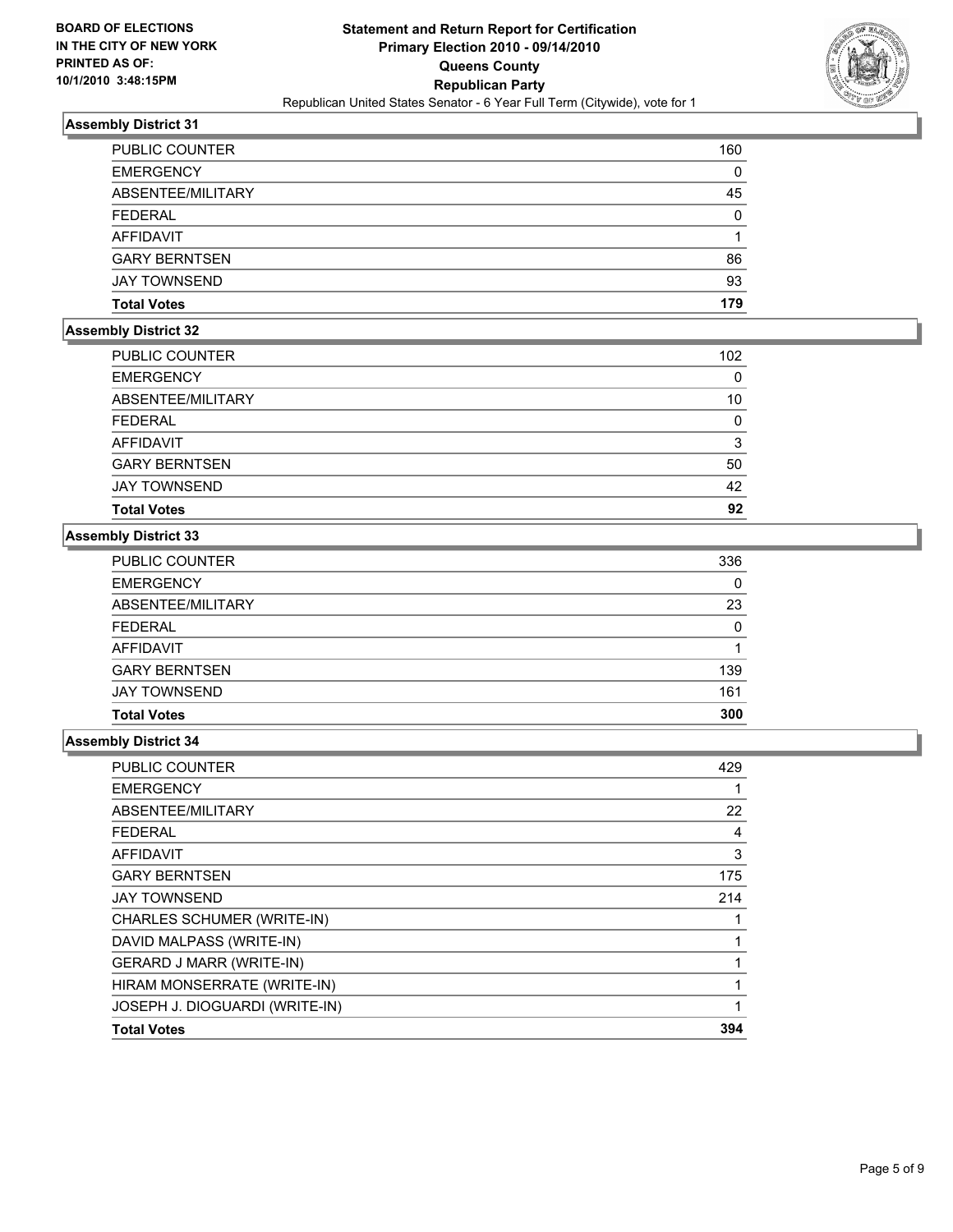BOARD OF ELECTIONS
IN THE CITY OF NEW YORK
PRINTED AS OF:
10/1/2010 3:48:15PM

# Statement and Return Report for Certification
## Primary Election 2010 - 09/14/2010
## Queens County
## Republican Party
Republican United States Senator - 6 Year Full Term (Citywide), vote for 1

### Assembly District 31

| | |
|---|---|
| PUBLIC COUNTER | 160 |
| EMERGENCY | 0 |
| ABSENTEE/MILITARY | 45 |
| FEDERAL | 0 |
| AFFIDAVIT | 1 |
| GARY BERNTSEN | 86 |
| JAY TOWNSEND | 93 |
| **Total Votes** | **179** |

### Assembly District 32

| | |
|---|---|
| PUBLIC COUNTER | 102 |
| EMERGENCY | 0 |
| ABSENTEE/MILITARY | 10 |
| FEDERAL | 0 |
| AFFIDAVIT | 3 |
| GARY BERNTSEN | 50 |
| JAY TOWNSEND | 42 |
| **Total Votes** | **92** |

### Assembly District 33

| | |
|---|---|
| PUBLIC COUNTER | 336 |
| EMERGENCY | 0 |
| ABSENTEE/MILITARY | 23 |
| FEDERAL | 0 |
| AFFIDAVIT | 1 |
| GARY BERNTSEN | 139 |
| JAY TOWNSEND | 161 |
| **Total Votes** | **300** |

### Assembly District 34

| | |
|---|---|
| PUBLIC COUNTER | 429 |
| EMERGENCY | 1 |
| ABSENTEE/MILITARY | 22 |
| FEDERAL | 4 |
| AFFIDAVIT | 3 |
| GARY BERNTSEN | 175 |
| JAY TOWNSEND | 214 |
| CHARLES SCHUMER (WRITE-IN) | 1 |
| DAVID MALPASS (WRITE-IN) | 1 |
| GERARD J MARR (WRITE-IN) | 1 |
| HIRAM MONSERRATE (WRITE-IN) | 1 |
| JOSEPH J. DIOGUARDI (WRITE-IN) | 1 |
| **Total Votes** | **394** |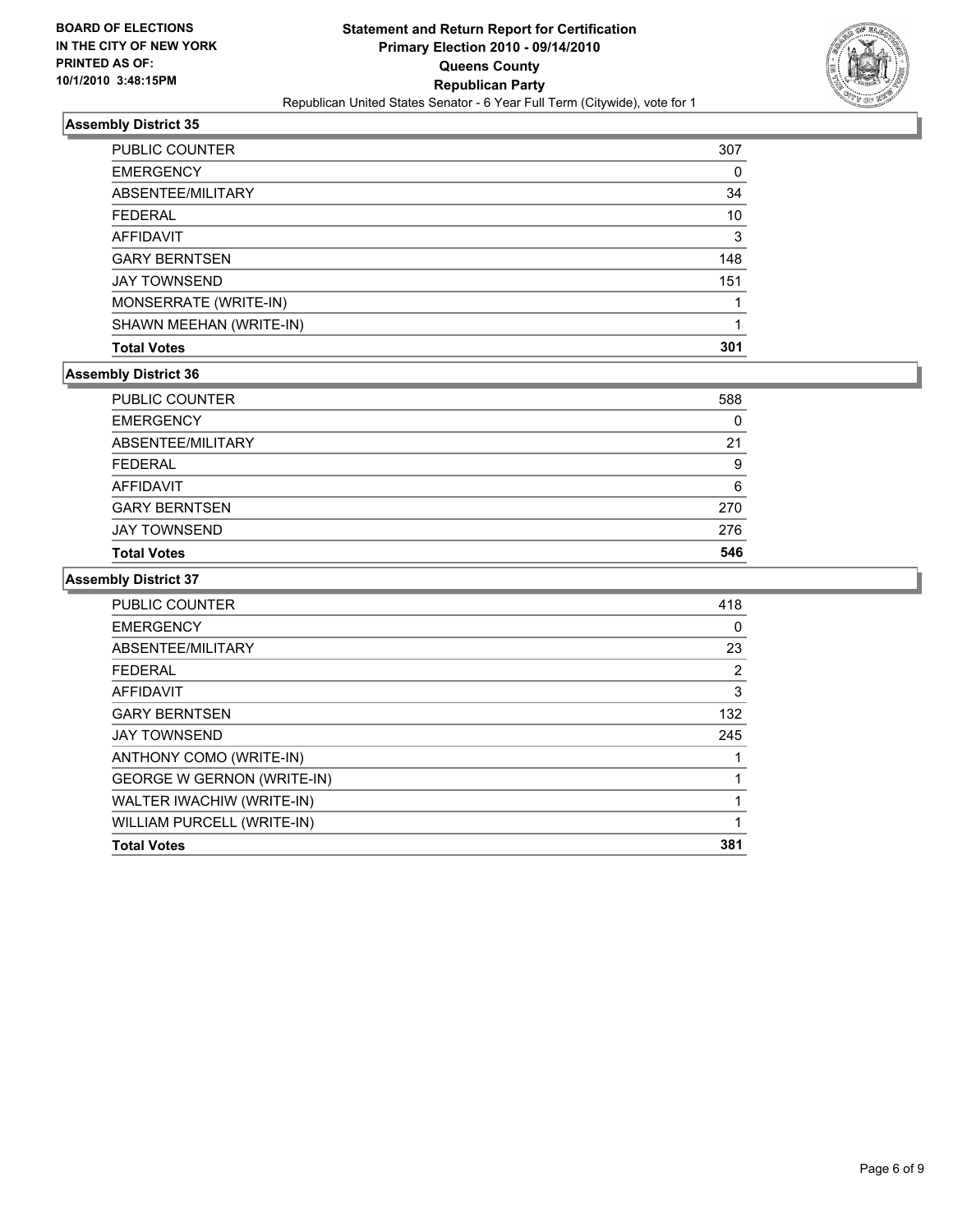**BOARD OF ELECTIONS IN THE CITY OF NEW YORK**
**PRINTED AS OF: 10/1/2010 3:48:15PM**

**Statement and Return Report for Certification**
**Primary Election 2010 - 09/14/2010**
**Queens County**
**Republican Party**
Republican United States Senator - 6 Year Full Term (Citywide), vote for 1

### Assembly District 35

| | |
|---|---|
| PUBLIC COUNTER | 307 |
| EMERGENCY | 0 |
| ABSENTEE/MILITARY | 34 |
| FEDERAL | 10 |
| AFFIDAVIT | 3 |
| GARY BERNTSEN | 148 |
| JAY TOWNSEND | 151 |
| MONSERRATE (WRITE-IN) | 1 |
| SHAWN MEEHAN (WRITE-IN) | 1 |
| **Total Votes** | **301** |

### Assembly District 36

| | |
|---|---|
| PUBLIC COUNTER | 588 |
| EMERGENCY | 0 |
| ABSENTEE/MILITARY | 21 |
| FEDERAL | 9 |
| AFFIDAVIT | 6 |
| GARY BERNTSEN | 270 |
| JAY TOWNSEND | 276 |
| **Total Votes** | **546** |

### Assembly District 37

| | |
|---|---|
| PUBLIC COUNTER | 418 |
| EMERGENCY | 0 |
| ABSENTEE/MILITARY | 23 |
| FEDERAL | 2 |
| AFFIDAVIT | 3 |
| GARY BERNTSEN | 132 |
| JAY TOWNSEND | 245 |
| ANTHONY COMO (WRITE-IN) | 1 |
| GEORGE W GERNON (WRITE-IN) | 1 |
| WALTER IWACHIW (WRITE-IN) | 1 |
| WILLIAM PURCELL (WRITE-IN) | 1 |
| **Total Votes** | **381** |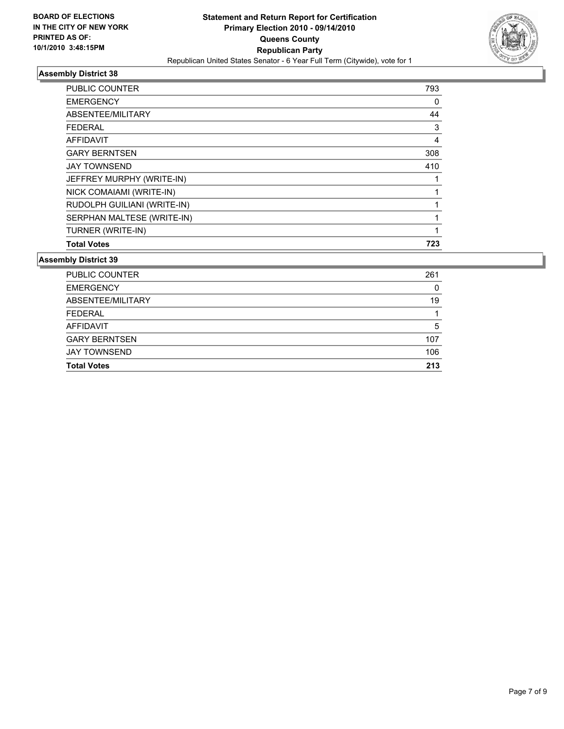**BOARD OF ELECTIONS IN THE CITY OF NEW YORK PRINTED AS OF: 10/1/2010 3:48:15PM**

**Statement and Return Report for Certification**
**Primary Election 2010 - 09/14/2010**
**Queens County**
**Republican Party**
Republican United States Senator - 6 Year Full Term (Citywide), vote for 1

### Assembly District 38

| | |
|---|---|
| PUBLIC COUNTER | 793 |
| EMERGENCY | 0 |
| ABSENTEE/MILITARY | 44 |
| FEDERAL | 3 |
| AFFIDAVIT | 4 |
| GARY BERNTSEN | 308 |
| JAY TOWNSEND | 410 |
| JEFFREY MURPHY (WRITE-IN) | 1 |
| NICK COMAIAMI (WRITE-IN) | 1 |
| RUDOLPH GUILIANI (WRITE-IN) | 1 |
| SERPHAN MALTESE (WRITE-IN) | 1 |
| TURNER (WRITE-IN) | 1 |
| **Total Votes** | **723** |

### Assembly District 39

| | |
|---|---|
| PUBLIC COUNTER | 261 |
| EMERGENCY | 0 |
| ABSENTEE/MILITARY | 19 |
| FEDERAL | 1 |
| AFFIDAVIT | 5 |
| GARY BERNTSEN | 107 |
| JAY TOWNSEND | 106 |
| **Total Votes** | **213** |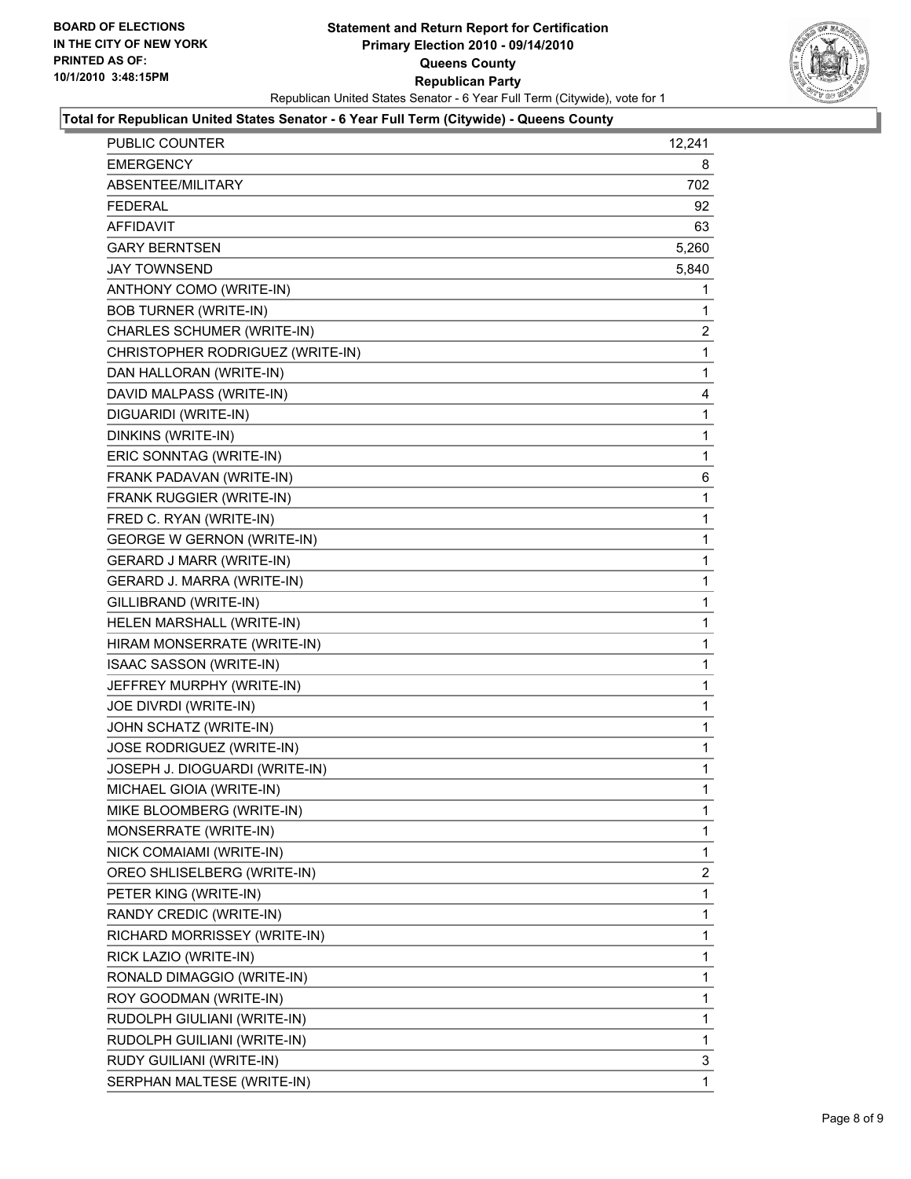**BOARD OF ELECTIONS IN THE CITY OF NEW YORK PRINTED AS OF: 10/1/2010 3:48:15PM**

**Statement and Return Report for Certification Primary Election 2010 - 09/14/2010 Queens County Republican Party**

Republican United States Senator - 6 Year Full Term (Citywide), vote for 1

**Total for Republican United States Senator - 6 Year Full Term (Citywide) - Queens County**

| | |
|---|---|
| PUBLIC COUNTER | 12,241 |
| EMERGENCY | 8 |
| ABSENTEE/MILITARY | 702 |
| FEDERAL | 92 |
| AFFIDAVIT | 63 |
| GARY BERNTSEN | 5,260 |
| JAY TOWNSEND | 5,840 |
| ANTHONY COMO (WRITE-IN) | 1 |
| BOB TURNER (WRITE-IN) | 1 |
| CHARLES SCHUMER (WRITE-IN) | 2 |
| CHRISTOPHER RODRIGUEZ (WRITE-IN) | 1 |
| DAN HALLORAN (WRITE-IN) | 1 |
| DAVID MALPASS (WRITE-IN) | 4 |
| DIGUARIDI (WRITE-IN) | 1 |
| DINKINS (WRITE-IN) | 1 |
| ERIC SONNTAG (WRITE-IN) | 1 |
| FRANK PADAVAN (WRITE-IN) | 6 |
| FRANK RUGGIER (WRITE-IN) | 1 |
| FRED C. RYAN (WRITE-IN) | 1 |
| GEORGE W GERNON (WRITE-IN) | 1 |
| GERARD J MARR (WRITE-IN) | 1 |
| GERARD J. MARRA (WRITE-IN) | 1 |
| GILLIBRAND (WRITE-IN) | 1 |
| HELEN MARSHALL (WRITE-IN) | 1 |
| HIRAM MONSERRATE (WRITE-IN) | 1 |
| ISAAC SASSON (WRITE-IN) | 1 |
| JEFFREY MURPHY (WRITE-IN) | 1 |
| JOE DIVRDI (WRITE-IN) | 1 |
| JOHN SCHATZ (WRITE-IN) | 1 |
| JOSE RODRIGUEZ (WRITE-IN) | 1 |
| JOSEPH J. DIOGUARDI (WRITE-IN) | 1 |
| MICHAEL GIOIA (WRITE-IN) | 1 |
| MIKE BLOOMBERG (WRITE-IN) | 1 |
| MONSERRATE (WRITE-IN) | 1 |
| NICK COMAIAMI (WRITE-IN) | 1 |
| OREO SHLISELBERG (WRITE-IN) | 2 |
| PETER KING (WRITE-IN) | 1 |
| RANDY CREDIC (WRITE-IN) | 1 |
| RICHARD MORRISSEY (WRITE-IN) | 1 |
| RICK LAZIO (WRITE-IN) | 1 |
| RONALD DIMAGGIO (WRITE-IN) | 1 |
| ROY GOODMAN (WRITE-IN) | 1 |
| RUDOLPH GIULIANI (WRITE-IN) | 1 |
| RUDOLPH GUILIANI (WRITE-IN) | 1 |
| RUDY GUILIANI (WRITE-IN) | 3 |
| SERPHAN MALTESE (WRITE-IN) | 1 |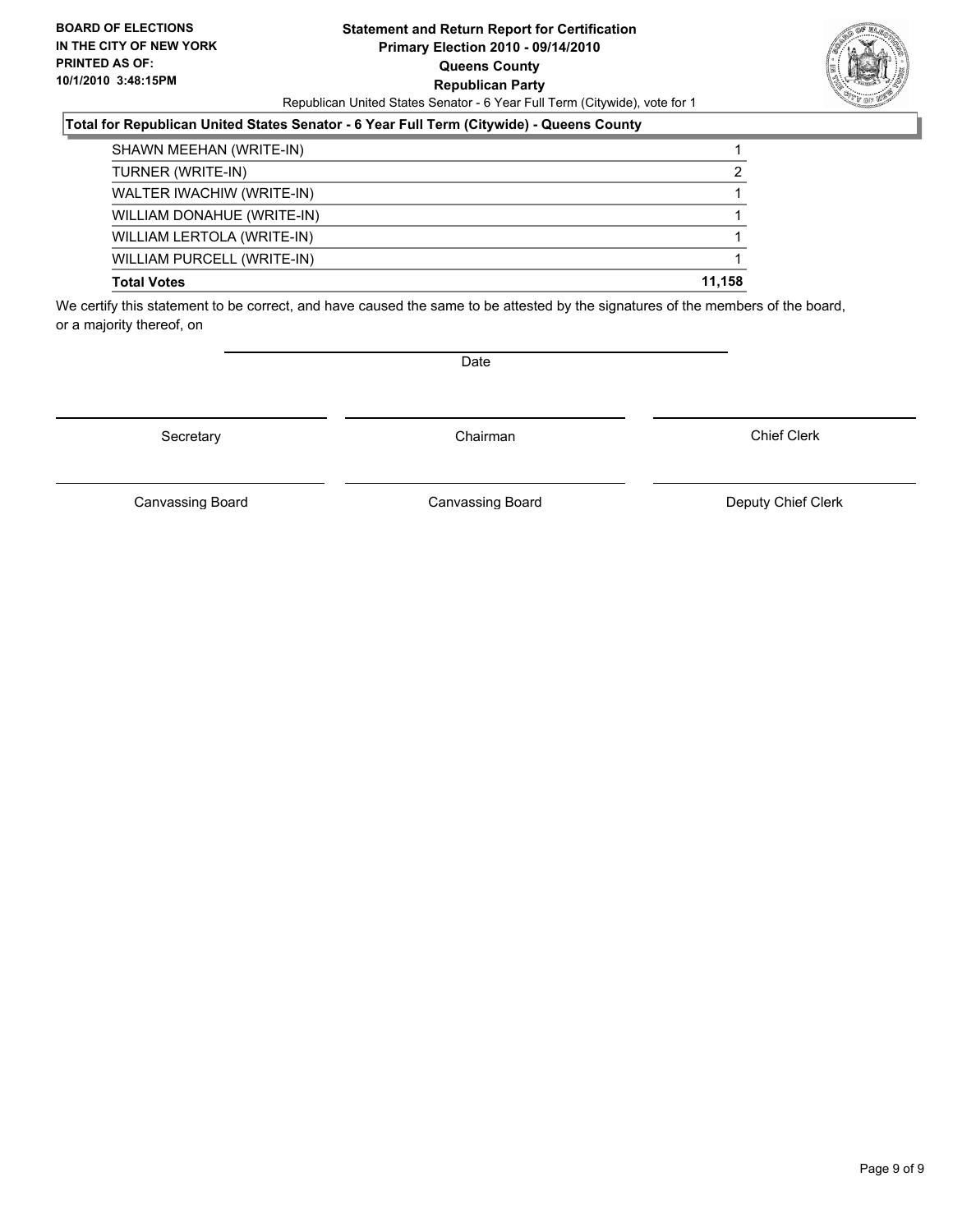**BOARD OF ELECTIONS IN THE CITY OF NEW YORK PRINTED AS OF: 10/1/2010 3:48:15PM**

**Statement and Return Report for Certification Primary Election 2010 - 09/14/2010 Queens County Republican Party**

Republican United States Senator - 6 Year Full Term (Citywide), vote for 1

**Total for Republican United States Senator - 6 Year Full Term (Citywide) - Queens County**

| | |
|---|---|
| SHAWN MEEHAN (WRITE-IN) | 1 |
| TURNER (WRITE-IN) | 2 |
| WALTER IWACHIW (WRITE-IN) | 1 |
| WILLIAM DONAHUE (WRITE-IN) | 1 |
| WILLIAM LERTOLA (WRITE-IN) | 1 |
| WILLIAM PURCELL (WRITE-IN) | 1 |
| **Total Votes** | **11,158** |

We certify this statement to be correct, and have caused the same to be attested by the signatures of the members of the board, or a majority thereof, on

Date

Secretary | Chairman | Chief Clerk

Canvassing Board | Canvassing Board | Deputy Chief Clerk